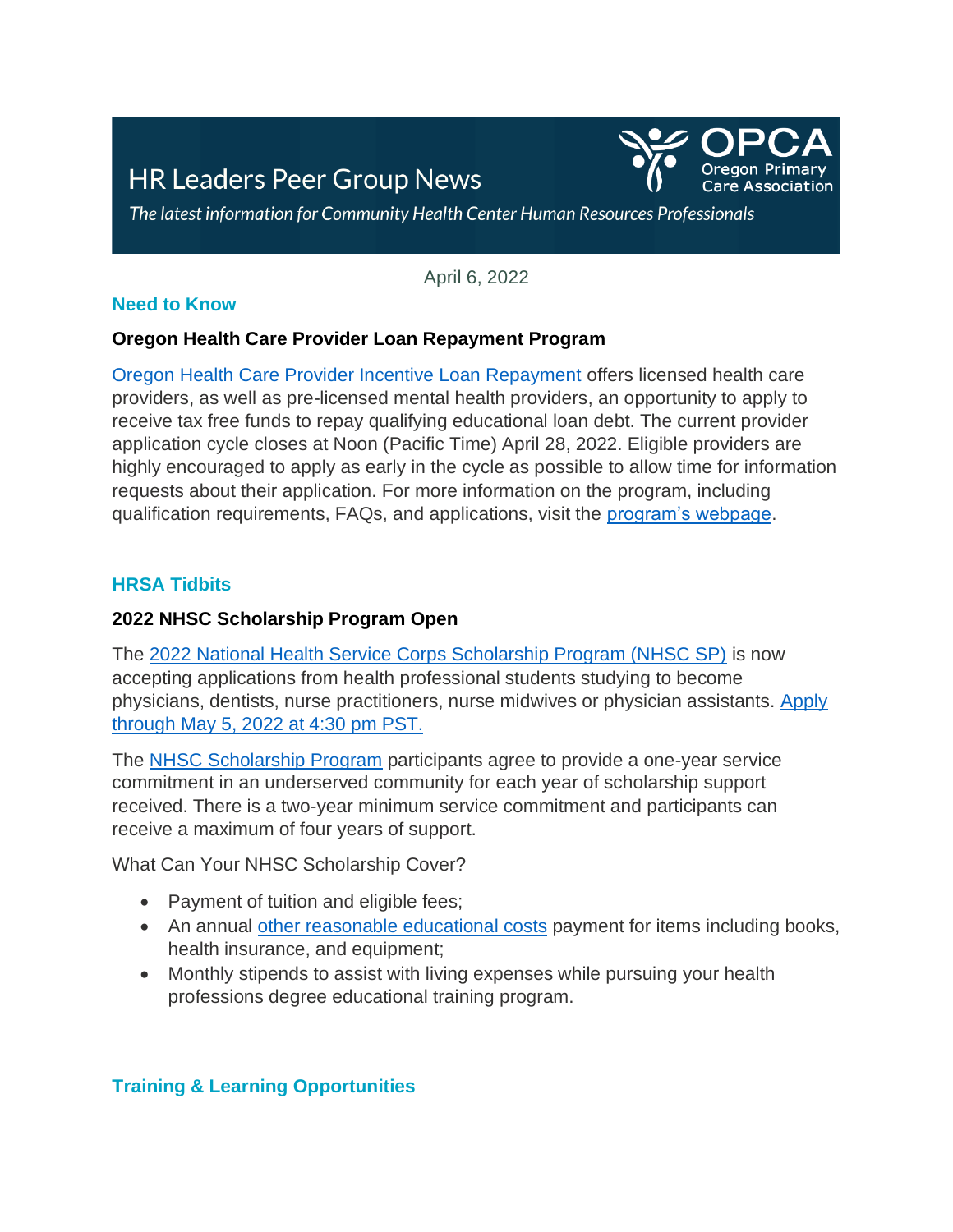# HR Leaders Peer Group News

OPCA Oregon Primary Care Association

*The latest information for Community Health Center Human Resources Professionals*

April 6, 2022

## Need to Know

### Oregon Health Care Provider Loan Repayment Program

Oregon Health Care Provider Incentive Loan Repayment offers licensed health care providers, as well as pre-licensed mental health providers, an opportunity to apply to receive tax free funds to repay qualifying educational loan debt. The current provider application cycle closes at Noon (Pacific Time) April 28, 2022. Eligible providers are highly encouraged to apply as early in the cycle as possible to allow time for information requests about their application. For more information on the program, including qualification requirements, FAQs, and applications, visit the program's webpage.

## HRSA Tidbits

### 2022 NHSC Scholarship Program Open

The 2022 National Health Service Corps Scholarship Program (NHSC SP) is now accepting applications from health professional students studying to become physicians, dentists, nurse practitioners, nurse midwives or physician assistants. Apply through May 5, 2022 at 4:30 pm PST.

The NHSC Scholarship Program participants agree to provide a one-year service commitment in an underserved community for each year of scholarship support received. There is a two-year minimum service commitment and participants can receive a maximum of four years of support.

What Can Your NHSC Scholarship Cover?

- Payment of tuition and eligible fees;
- An annual other reasonable educational costs payment for items including books, health insurance, and equipment;
- Monthly stipends to assist with living expenses while pursuing your health professions degree educational training program.

## Training & Learning Opportunities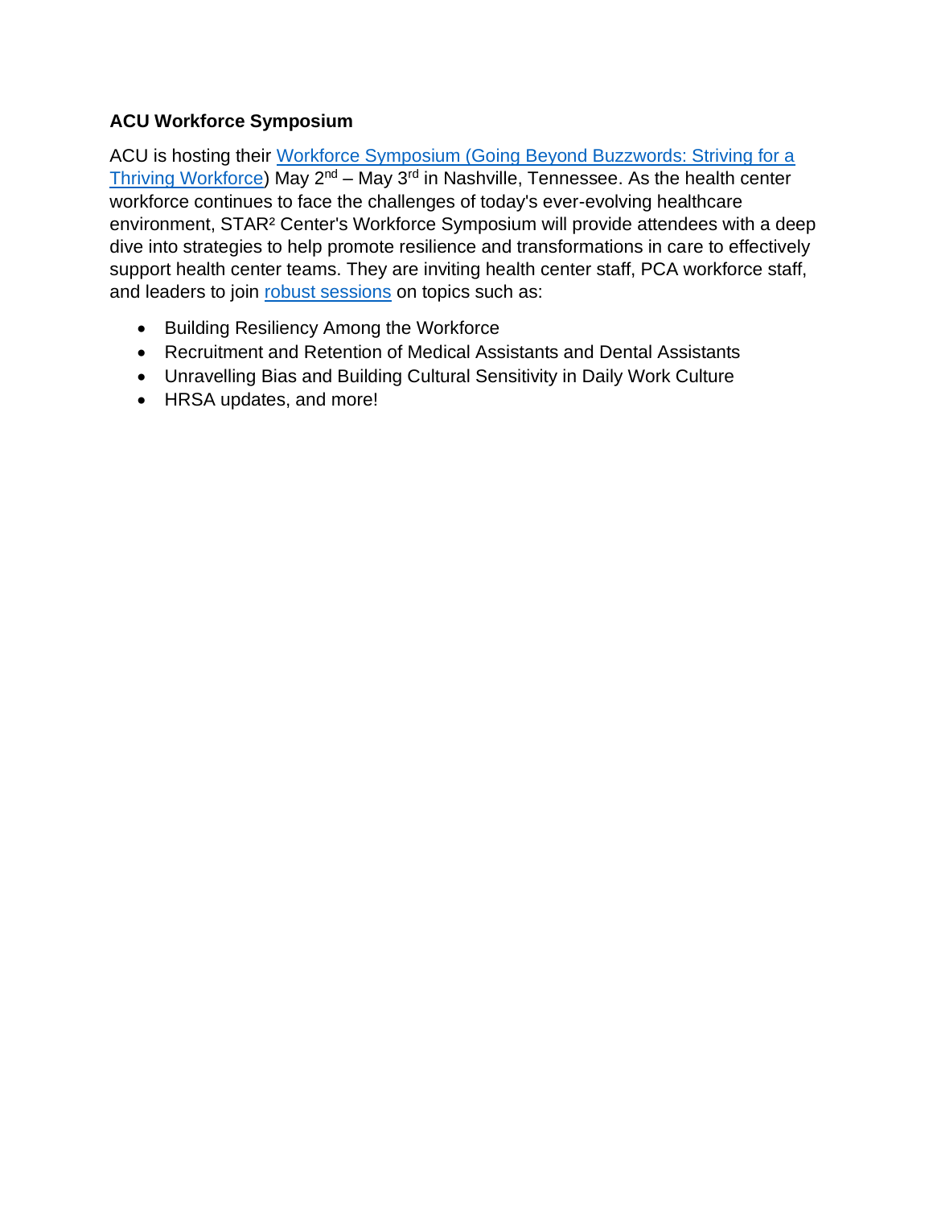**ACU Workforce Symposium**

ACU is hosting their Workforce Symposium (Going Beyond Buzzwords: Striving for a Thriving Workforce) May 2nd – May 3rd in Nashville, Tennessee. As the health center workforce continues to face the challenges of today's ever-evolving healthcare environment, STAR² Center's Workforce Symposium will provide attendees with a deep dive into strategies to help promote resilience and transformations in care to effectively support health center teams. They are inviting health center staff, PCA workforce staff, and leaders to join robust sessions on topics such as:

- Building Resiliency Among the Workforce
- Recruitment and Retention of Medical Assistants and Dental Assistants
- Unravelling Bias and Building Cultural Sensitivity in Daily Work Culture
- HRSA updates, and more!